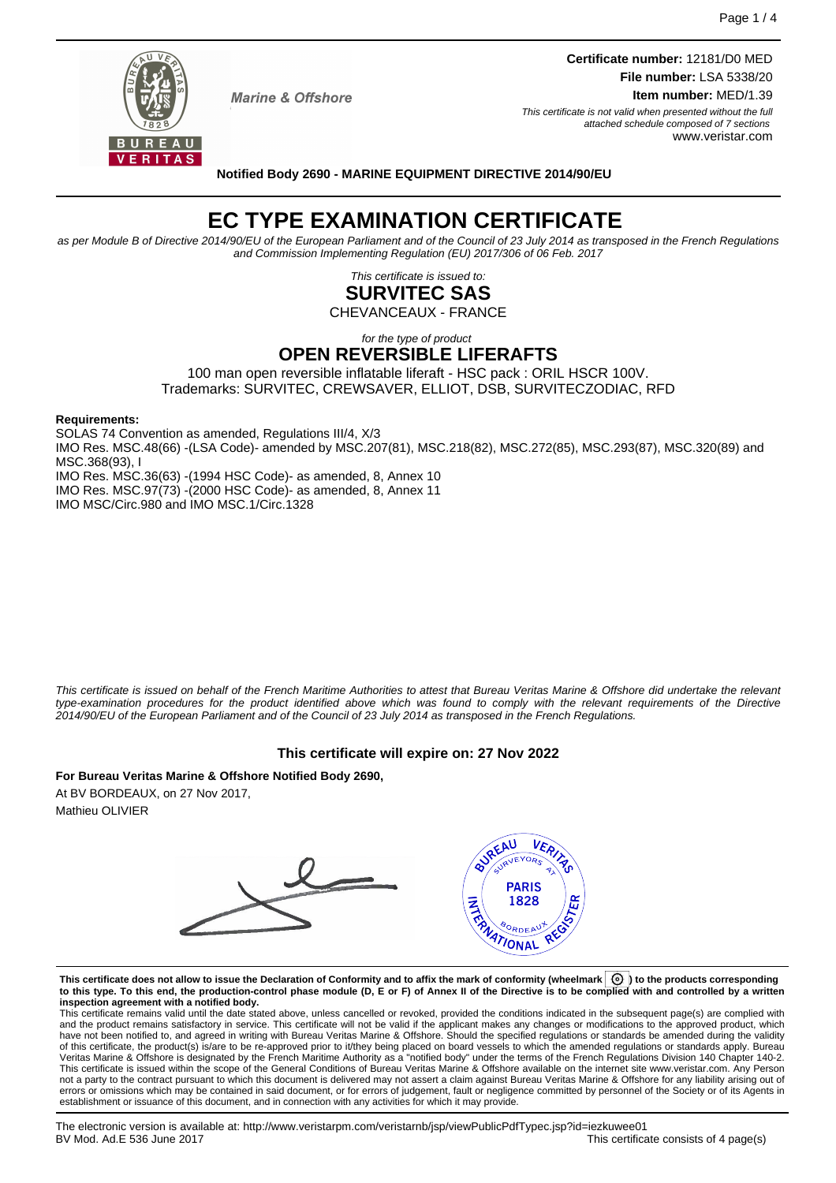Marine & Offshore

**Certificate number:** 12181/D0 MED
**File number:** LSA 5338/20
**Item number:** MED/1.39

*This certificate is not valid when presented without the full attached schedule composed of 7 sections*
www.veristar.com

**Notified Body 2690 - MARINE EQUIPMENT DIRECTIVE 2014/90/EU**

# EC TYPE EXAMINATION CERTIFICATE

*as per Module B of Directive 2014/90/EU of the European Parliament and of the Council of 23 July 2014 as transposed in the French Regulations and Commission Implementing Regulation (EU) 2017/306 of 06 Feb. 2017*

*This certificate is issued to:*

## SURVITEC SAS

CHEVANCEAUX - FRANCE

*for the type of product*

## OPEN REVERSIBLE LIFERAFTS

100 man open reversible inflatable liferaft - HSC pack : ORIL HSCR 100V.
Trademarks: SURVITEC, CREWSAVER, ELLIOT, DSB, SURVITECZODIAC, RFD

**Requirements:**

SOLAS 74 Convention as amended, Regulations III/4, X/3
IMO Res. MSC.48(66) -(LSA Code)- amended by MSC.207(81), MSC.218(82), MSC.272(85), MSC.293(87), MSC.320(89) and MSC.368(93), I
IMO Res. MSC.36(63) -(1994 HSC Code)- as amended, 8, Annex 10
IMO Res. MSC.97(73) -(2000 HSC Code)- as amended, 8, Annex 11
IMO MSC/Circ.980 and IMO MSC.1/Circ.1328

*This certificate is issued on behalf of the French Maritime Authorities to attest that Bureau Veritas Marine & Offshore did undertake the relevant type-examination procedures for the product identified above which was found to comply with the relevant requirements of the Directive 2014/90/EU of the European Parliament and of the Council of 23 July 2014 as transposed in the French Regulations.*

**This certificate will expire on: 27 Nov 2022**

**For Bureau Veritas Marine & Offshore Notified Body 2690,**
At BV BORDEAUX, on 27 Nov 2017,
Mathieu OLIVIER

**This certificate does not allow to issue the Declaration of Conformity and to affix the mark of conformity (wheelmark) to the products corresponding to this type. To this end, the production-control phase module (D, E or F) of Annex II of the Directive is to be complied with and controlled by a written inspection agreement with a notified body.**

This certificate remains valid until the date stated above, unless cancelled or revoked, provided the conditions indicated in the subsequent page(s) are complied with and the product remains satisfactory in service. This certificate will not be valid if the applicant makes any changes or modifications to the approved product, which have not been notified to, and agreed in writing with Bureau Veritas Marine & Offshore. Should the specified regulations or standards be amended during the validity of this certificate, the product(s) is/are to be re-approved prior to it/they being placed on board vessels to which the amended regulations or standards apply. Bureau Veritas Marine & Offshore is designated by the French Maritime Authority as a "notified body" under the terms of the French Regulations Division 140 Chapter 140-2. This certificate is issued within the scope of the General Conditions of Bureau Veritas Marine & Offshore available on the internet site www.veristar.com. Any Person not a party to the contract pursuant to which this document is delivered may not assert a claim against Bureau Veritas Marine & Offshore for any liability arising out of errors or omissions which may be contained in said document, or for errors of judgement, fault or negligence committed by personnel of the Society or of its Agents in establishment or issuance of this document, and in connection with any activities for which it may provide.

The electronic version is available at: http://www.veristarpm.com/veristarnb/jsp/viewPublicPdfTypec.jsp?id=iezkuwee01
BV Mod. Ad.E 536 June 2017
This certificate consists of 4 page(s)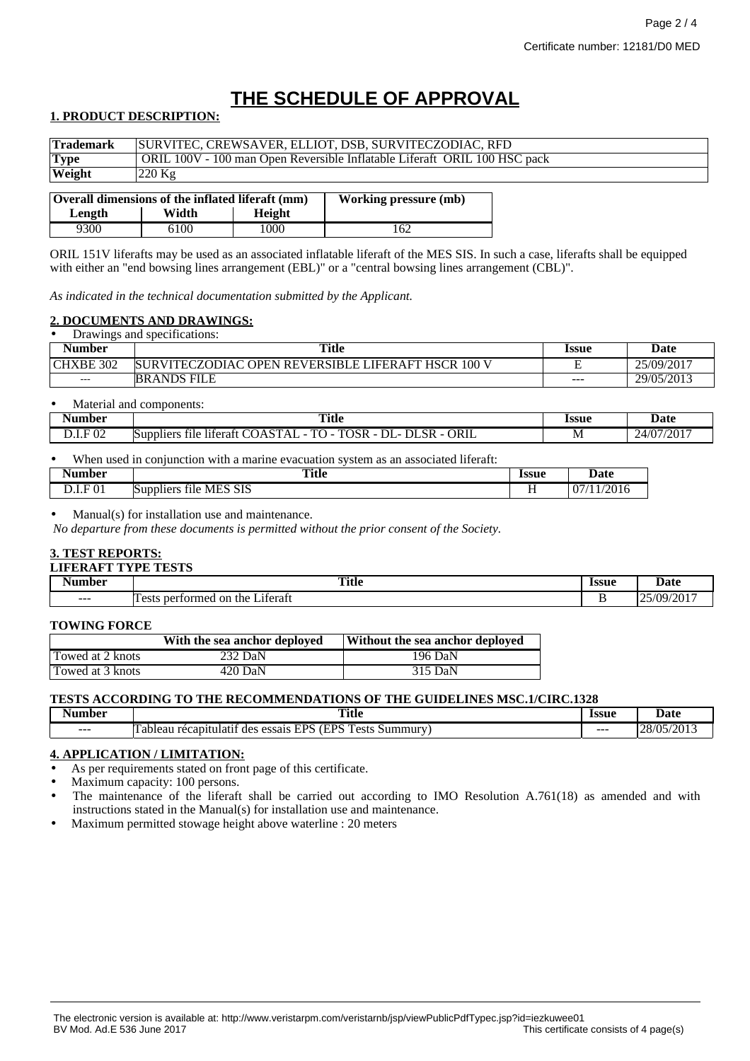# THE SCHEDULE OF APPROVAL

## 1. PRODUCT DESCRIPTION:

| | |
|---|---|
| **Trademark** | SURVITEC, CREWSAVER, ELLIOT, DSB, SURVITECZODIAC, RFD |
| **Type** | ORIL 100V - 100 man Open Reversible Inflatable Liferaft ORIL 100 HSC pack |
| **Weight** | 220 Kg |

| Overall dimensions of the inflated liferaft (mm) | | | Working pressure (mb) |
|---|---|---|---|
| Length | Width | Height | |
| 9300 | 6100 | 1000 | 162 |

ORIL 151V liferafts may be used as an associated inflatable liferaft of the MES SIS. In such a case, liferafts shall be equipped with either an "end bowsing lines arrangement (EBL)" or a "central bowsing lines arrangement (CBL)".

*As indicated in the technical documentation submitted by the Applicant.*

## 2. DOCUMENTS AND DRAWINGS:

- Drawings and specifications:

| Number | Title | Issue | Date |
|---|---|---|---|
| CHXBE 302 | SURVITECZODIAC OPEN REVERSIBLE LIFERAFT HSCR 100 V | E | 25/09/2017 |
| --- | BRANDS FILE | --- | 29/05/2013 |

- Material and components:

| Number | Title | Issue | Date |
|---|---|---|---|
| D.I.F 02 | Suppliers file liferaft COASTAL - TO - TOSR - DL- DLSR - ORIL | M | 24/07/2017 |

- When used in conjunction with a marine evacuation system as an associated liferaft:

| Number | Title | Issue | Date |
|---|---|---|---|
| D.I.F 01 | Suppliers file MES SIS | H | 07/11/2016 |

- Manual(s) for installation use and maintenance.

*No departure from these documents is permitted without the prior consent of the Society.*

## 3. TEST REPORTS:

**LIFERAFT TYPE TESTS**

| Number | Title | Issue | Date |
|---|---|---|---|
| --- | Tests performed on the Liferaft | B | 25/09/2017 |

**TOWING FORCE**

| | With the sea anchor deployed | Without the sea anchor deployed |
|---|---|---|
| Towed at 2 knots | 232 DaN | 196 DaN |
| Towed at 3 knots | 420 DaN | 315 DaN |

**TESTS ACCORDING TO THE RECOMMENDATIONS OF THE GUIDELINES MSC.1/CIRC.1328**

| Number | Title | Issue | Date |
|---|---|---|---|
| --- | Tableau récapitulatif des essais EPS (EPS Tests Summury) | --- | 28/05/2013 |

## 4. APPLICATION / LIMITATION:

- As per requirements stated on front page of this certificate.
- Maximum capacity: 100 persons.
- The maintenance of the liferaft shall be carried out according to IMO Resolution A.761(18) as amended and with instructions stated in the Manual(s) for installation use and maintenance.
- Maximum permitted stowage height above waterline : 20 meters

The electronic version is available at: http://www.veristarpm.com/veristarnb/jsp/viewPublicPdfTypec.jsp?id=iezkuwee01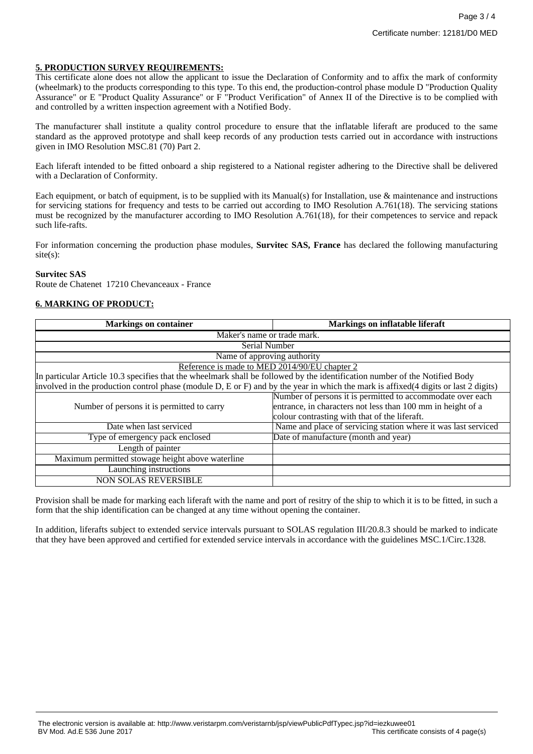## 5. PRODUCTION SURVEY REQUIREMENTS:

This certificate alone does not allow the applicant to issue the Declaration of Conformity and to affix the mark of conformity (wheelmark) to the products corresponding to this type. To this end, the production-control phase module D "Production Quality Assurance" or E "Product Quality Assurance" or F "Product Verification" of Annex II of the Directive is to be complied with and controlled by a written inspection agreement with a Notified Body.

The manufacturer shall institute a quality control procedure to ensure that the inflatable liferaft are produced to the same standard as the approved prototype and shall keep records of any production tests carried out in accordance with instructions given in IMO Resolution MSC.81 (70) Part 2.

Each liferaft intended to be fitted onboard a ship registered to a National register adhering to the Directive shall be delivered with a Declaration of Conformity.

Each equipment, or batch of equipment, is to be supplied with its Manual(s) for Installation, use & maintenance and instructions for servicing stations for frequency and tests to be carried out according to IMO Resolution A.761(18). The servicing stations must be recognized by the manufacturer according to IMO Resolution A.761(18), for their competences to service and repack such life-rafts.

For information concerning the production phase modules, **Survitec SAS, France** has declared the following manufacturing site(s):

**Survitec SAS**
Route de Chatenet 17210 Chevanceaux - France

## 6. MARKING OF PRODUCT:

| Markings on container | Markings on inflatable liferaft |
|---|---|
| Maker's name or trade mark. | |
| Serial Number | |
| Name of approving authority | |
| Reference is made to MED 2014/90/EU chapter 2<br>In particular Article 10.3 specifies that the wheelmark shall be followed by the identification number of the Notified Body involved in the production control phase (module D, E or F) and by the year in which the mark is affixed(4 digits or last 2 digits) | |
| Number of persons it is permitted to carry | Number of persons it is permitted to accommodate over each entrance, in characters not less than 100 mm in height of a colour contrasting with that of the liferaft. |
| Date when last serviced | Name and place of servicing station where it was last serviced |
| Type of emergency pack enclosed | Date of manufacture (month and year) |
| Length of painter | |
| Maximum permitted stowage height above waterline | |
| Launching instructions | |
| NON SOLAS REVERSIBLE | |

Provision shall be made for marking each liferaft with the name and port of resitry of the ship to which it is to be fitted, in such a form that the ship identification can be changed at any time without opening the container.

In addition, liferafts subject to extended service intervals pursuant to SOLAS regulation III/20.8.3 should be marked to indicate that they have been approved and certified for extended service intervals in accordance with the guidelines MSC.1/Circ.1328.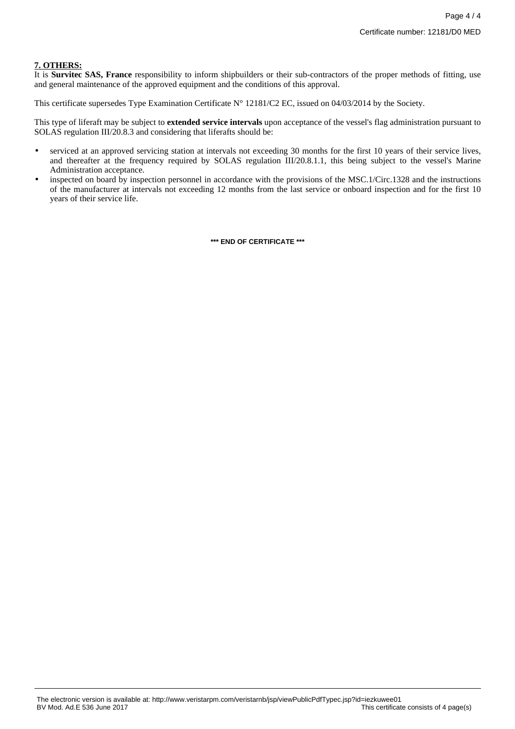**7. OTHERS:**

It is **Survitec SAS, France** responsibility to inform shipbuilders or their sub-contractors of the proper methods of fitting, use and general maintenance of the approved equipment and the conditions of this approval.

This certificate supersedes Type Examination Certificate N° 12181/C2 EC, issued on 04/03/2014 by the Society.

This type of liferaft may be subject to **extended service intervals** upon acceptance of the vessel's flag administration pursuant to SOLAS regulation III/20.8.3 and considering that liferafts should be:

- serviced at an approved servicing station at intervals not exceeding 30 months for the first 10 years of their service lives, and thereafter at the frequency required by SOLAS regulation III/20.8.1.1, this being subject to the vessel's Marine Administration acceptance.
- inspected on board by inspection personnel in accordance with the provisions of the MSC.1/Circ.1328 and the instructions of the manufacturer at intervals not exceeding 12 months from the last service or onboard inspection and for the first 10 years of their service life.

**\*\*\* END OF CERTIFICATE \*\*\***

The electronic version is available at: http://www.veristarpm.com/veristarnb/jsp/viewPublicPdfTypec.jsp?id=iezkuwee01
BV Mod. Ad.E 536 June 2017